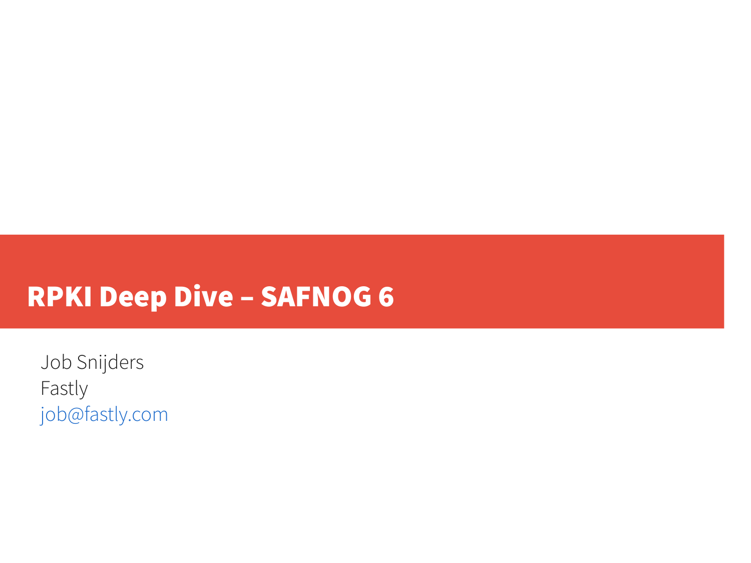# RPKI Deep Dive – SAFNOG 6

Job Snijders
Fastly
job@fastly.com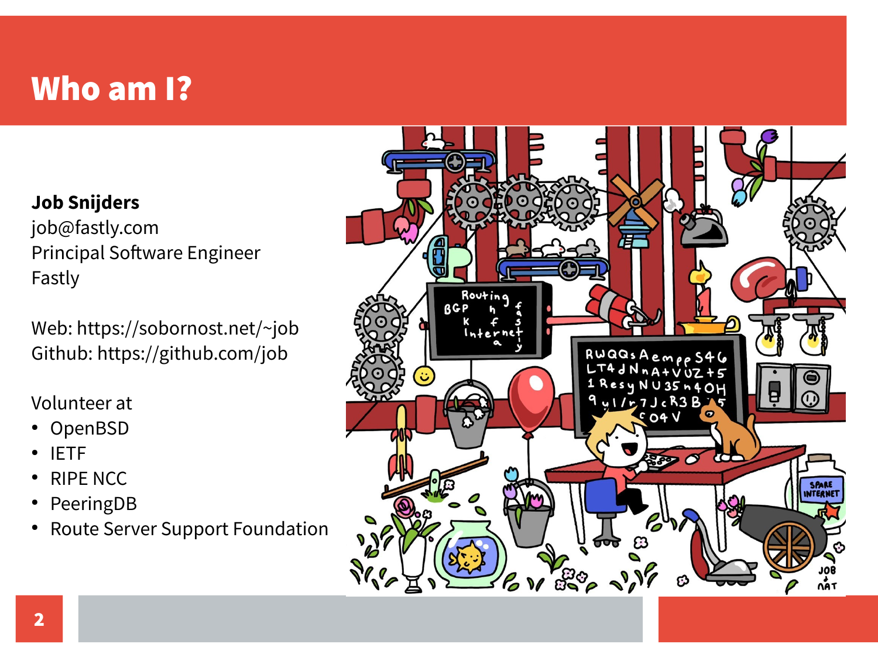# Who am I?

**Job Snijders**
job@fastly.com
Principal Software Engineer
Fastly

Web: https://sobornost.net/~job
Github: https://github.com/job

Volunteer at

- OpenBSD
- IETF
- RIPE NCC
- PeeringDB
- Route Server Support Foundation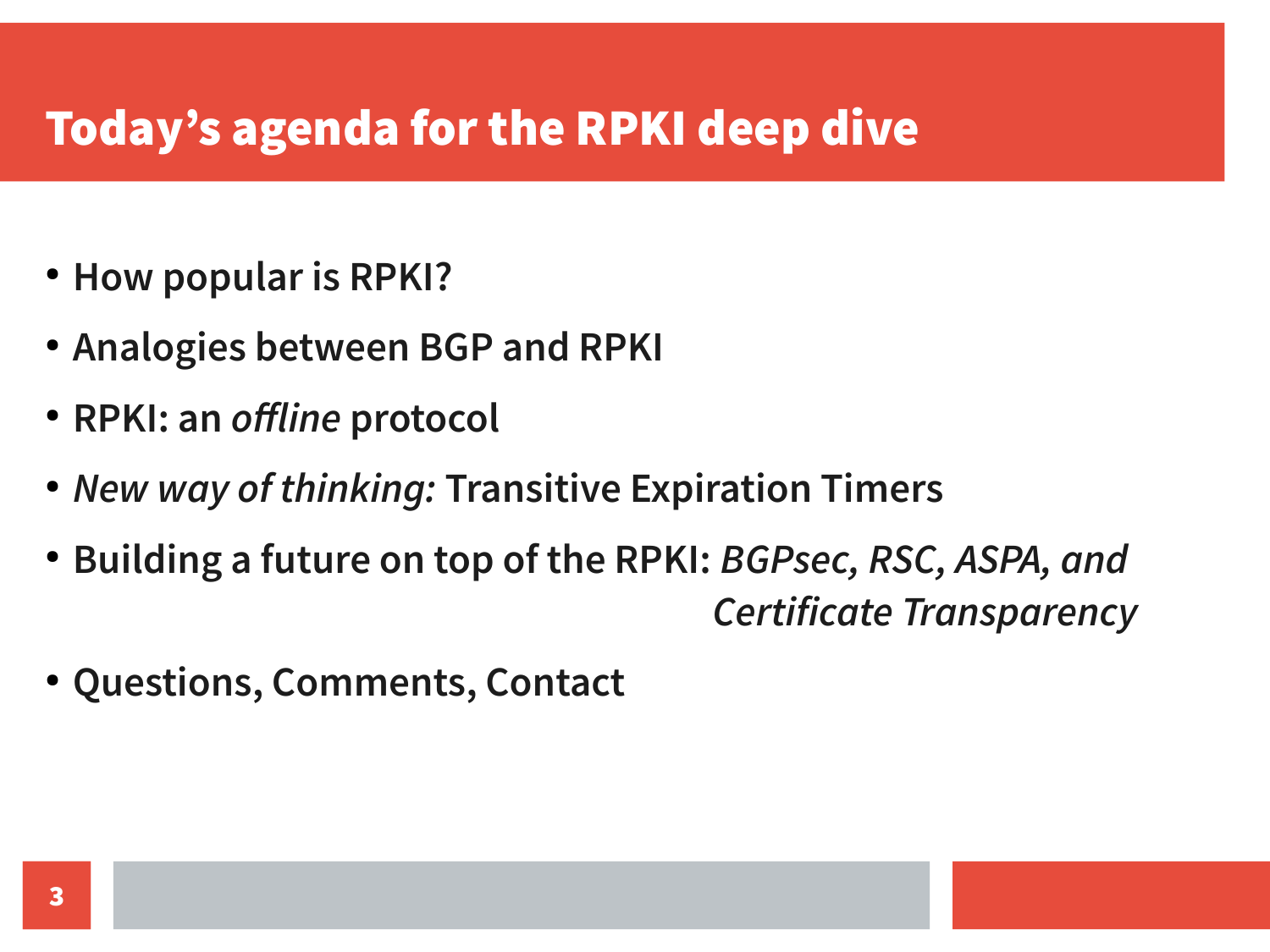# Today’s agenda for the RPKI deep dive

- How popular is RPKI?
- Analogies between BGP and RPKI
- RPKI: an *offline* protocol
- *New way of thinking:* Transitive Expiration Timers
- Building a future on top of the RPKI: *BGPsec, RSC, ASPA, and Certificate Transparency*
- Questions, Comments, Contact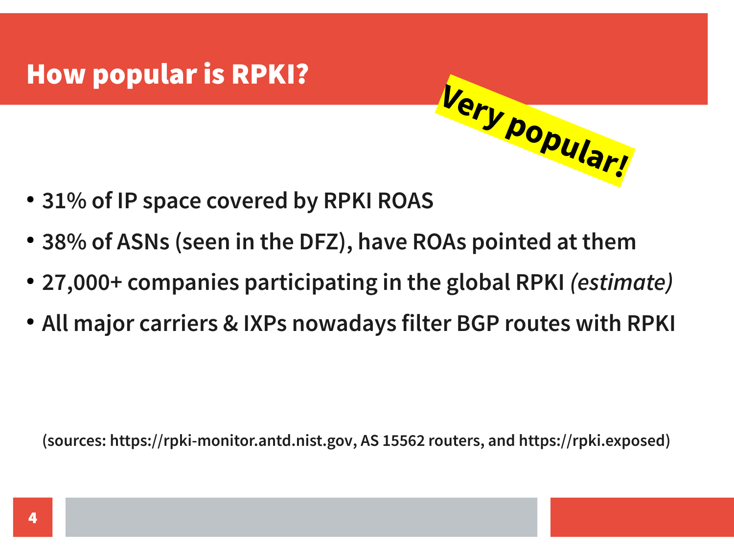# How popular is RPKI?

**Very popular!**

- 31% of IP space covered by RPKI ROAS
- 38% of ASNs (seen in the DFZ), have ROAs pointed at them
- 27,000+ companies participating in the global RPKI *(estimate)*
- All major carriers & IXPs nowadays filter BGP routes with RPKI

(sources: https://rpki-monitor.antd.nist.gov, AS 15562 routers, and https://rpki.exposed)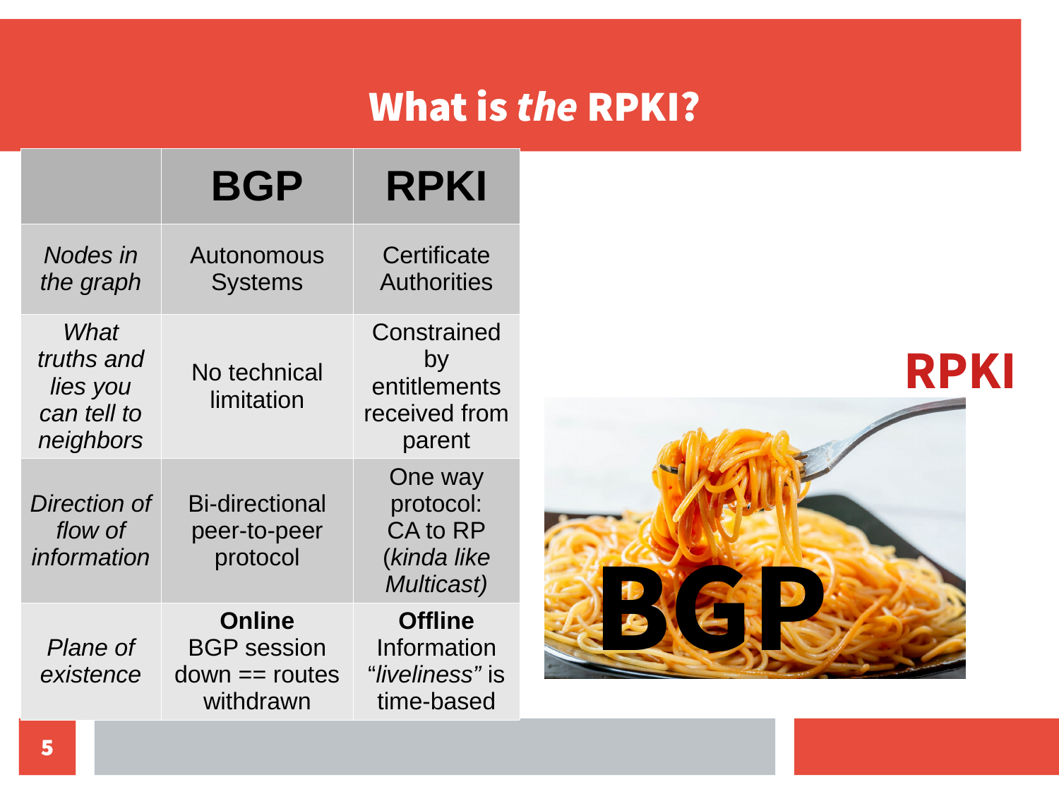# What is *the* RPKI?

| | BGP | RPKI |
|---|---|---|
| *Nodes in the graph* | Autonomous Systems | Certificate Authorities |
| *What truths and lies you can tell to neighbors* | No technical limitation | Constrained by entitlements received from parent |
| *Direction of flow of information* | Bi-directional peer-to-peer protocol | One way protocol: CA to RP (*kinda like Multicast)* |
| *Plane of existence* | **Online** BGP session down == routes withdrawn | **Offline** Information "*liveliness"* is time-based |

RPKI

BGP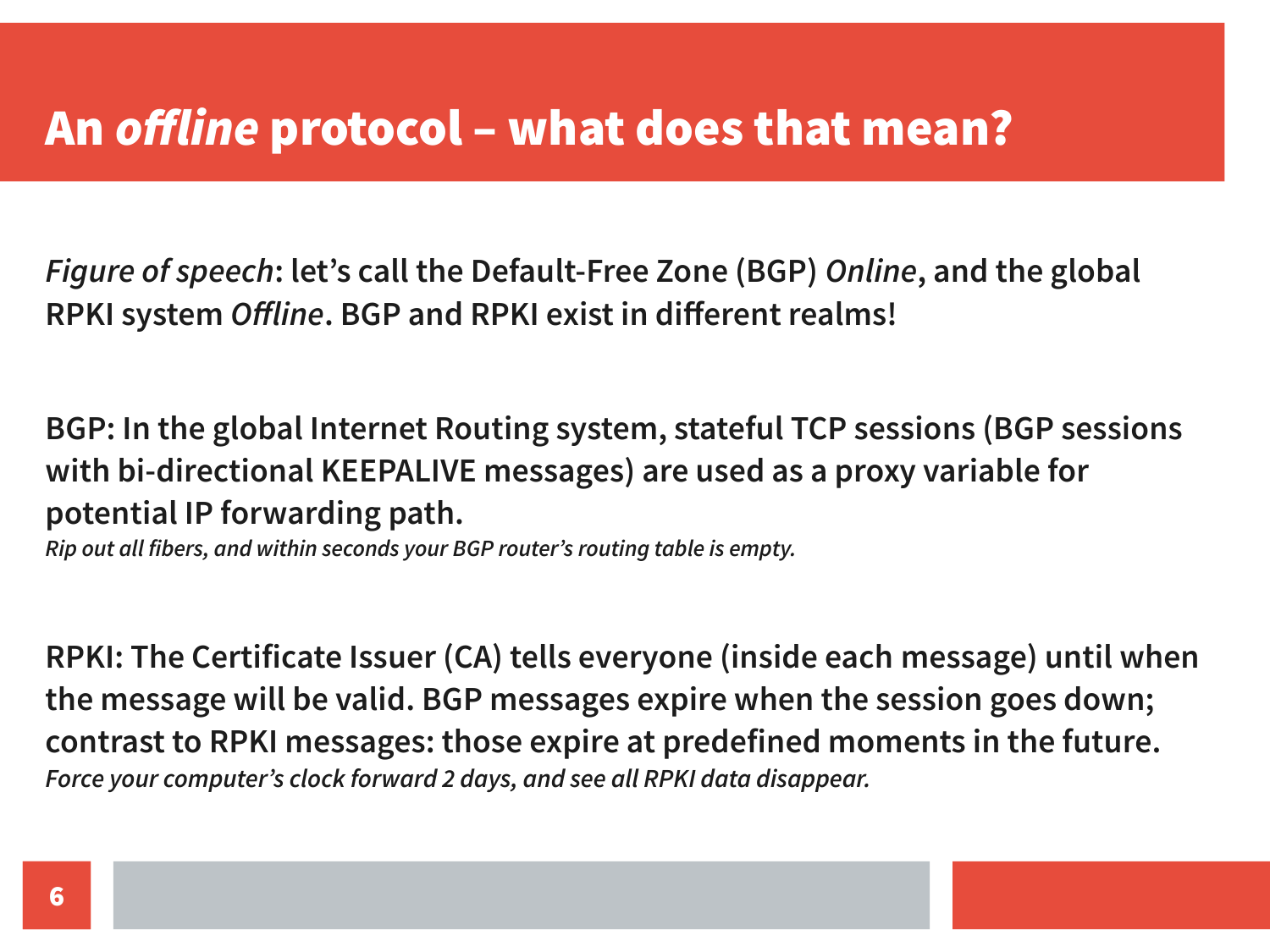# An *offline* protocol – what does that mean?

*Figure of speech*: let's call the Default-Free Zone (BGP) *Online*, and the global RPKI system *Offline*. BGP and RPKI exist in different realms!

BGP: In the global Internet Routing system, stateful TCP sessions (BGP sessions with bi-directional KEEPALIVE messages) are used as a proxy variable for potential IP forwarding path.
*Rip out all fibers, and within seconds your BGP router's routing table is empty.*

RPKI: The Certificate Issuer (CA) tells everyone (inside each message) until when the message will be valid. BGP messages expire when the session goes down; contrast to RPKI messages: those expire at predefined moments in the future.
*Force your computer's clock forward 2 days, and see all RPKI data disappear.*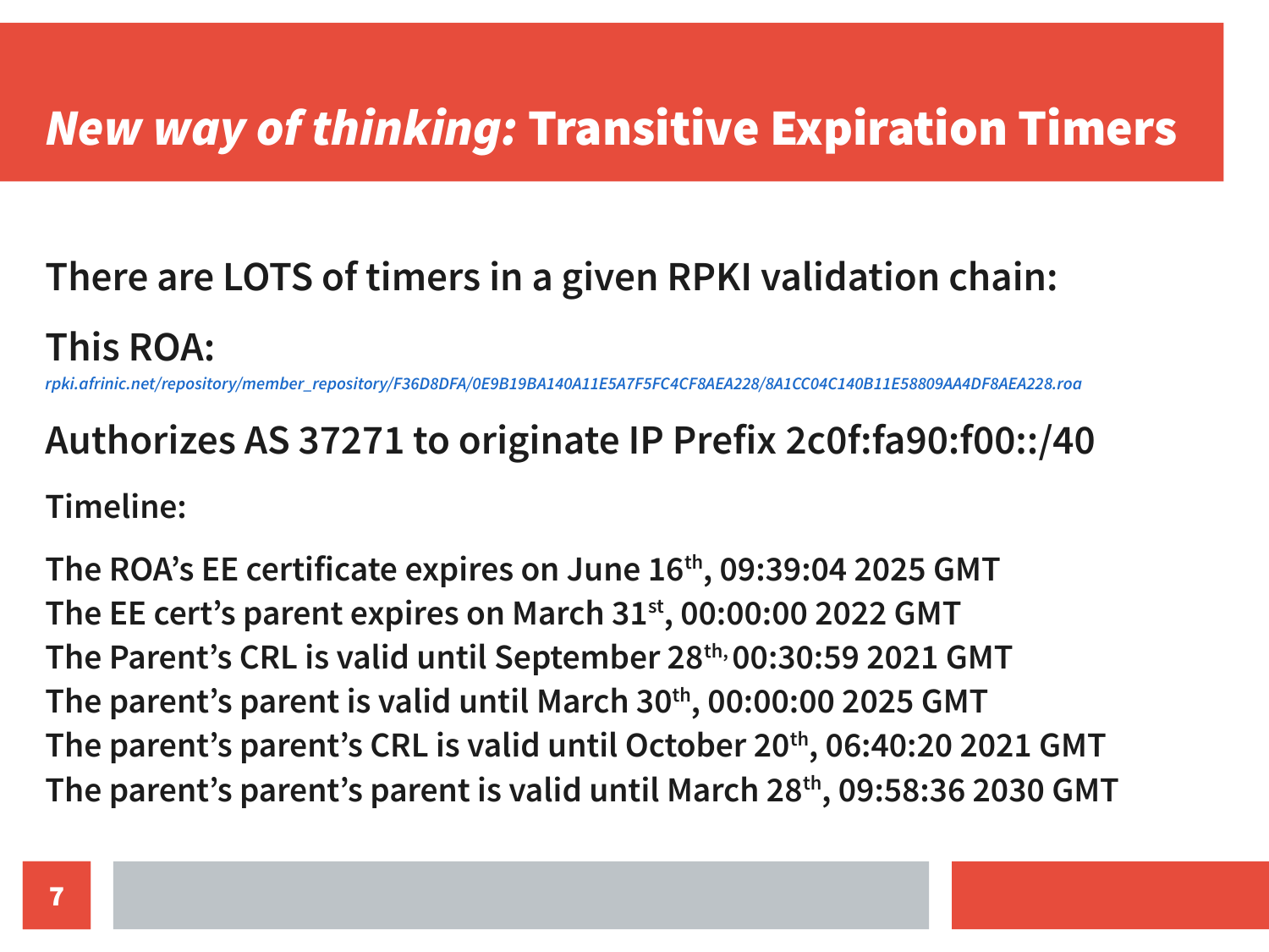# *New way of thinking:* Transitive Expiration Timers

**There are LOTS of timers in a given RPKI validation chain:**

## This ROA:

*rpki.afrinic.net/repository/member_repository/F36D8DFA/0E9B19BA140A11E5A7F5FC4CF8AEA228/8A1CC04C140B11E58809AA4DF8AEA228.roa*

## Authorizes AS 37271 to originate IP Prefix 2c0f:fa90:f00::/40

**Timeline:**

**The ROA's EE certificate expires on June 16th, 09:39:04 2025 GMT**
**The EE cert's parent expires on March 31st, 00:00:00 2022 GMT**
**The Parent's CRL is valid until September 28th, 00:30:59 2021 GMT**
**The parent's parent is valid until March 30th, 00:00:00 2025 GMT**
**The parent's parent's CRL is valid until October 20th, 06:40:20 2021 GMT**
**The parent's parent's parent is valid until March 28th, 09:58:36 2030 GMT**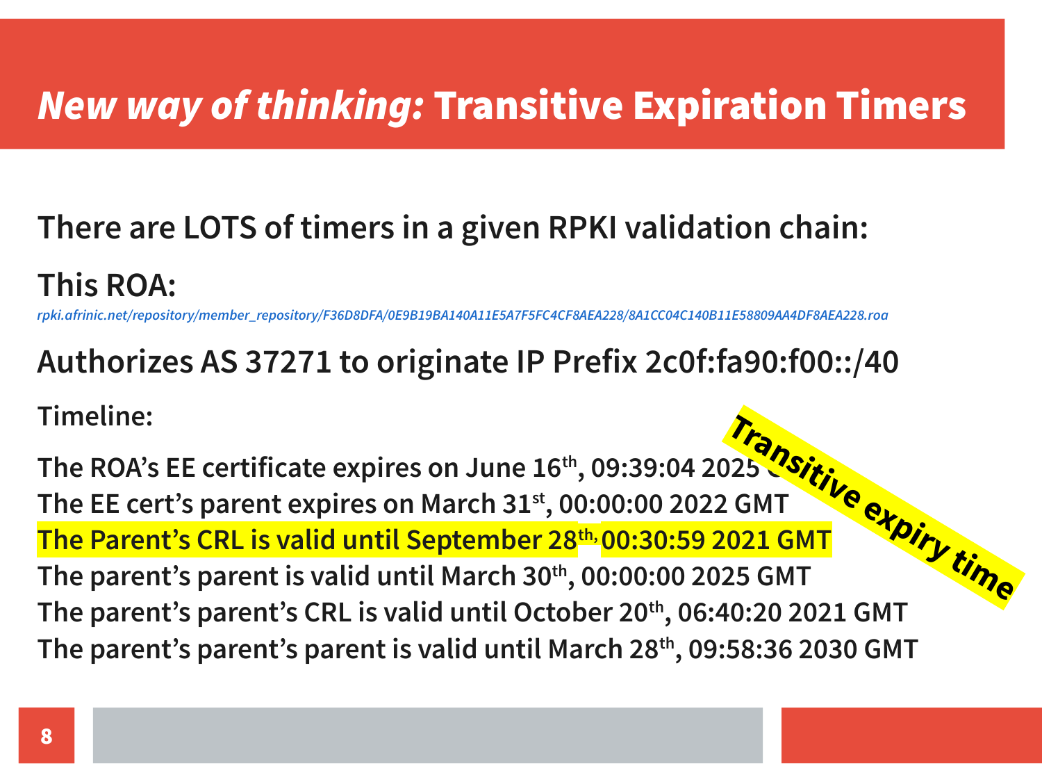# *New way of thinking:* Transitive Expiration Timers

There are LOTS of timers in a given RPKI validation chain:

This ROA:

*rpki.afrinic.net/repository/member_repository/F36D8DFA/0E9B19BA140A11E5A7F5FC4CF8AEA228/8A1CC04C140B11E58809AA4DF8AEA228.roa*

Authorizes AS 37271 to originate IP Prefix 2c0f:fa90:f00::/40

Timeline:

The ROA's EE certificate expires on June 16th, 09:39:04 2025 G
The EE cert's parent expires on March 31st, 00:00:00 2022 GMT
The Parent's CRL is valid until September 28th, 00:30:59 2021 GMT
The parent's parent is valid until March 30th, 00:00:00 2025 GMT
The parent's parent's CRL is valid until October 20th, 06:40:20 2021 GMT
The parent's parent's parent is valid until March 28th, 09:58:36 2030 GMT

Transitive expiry time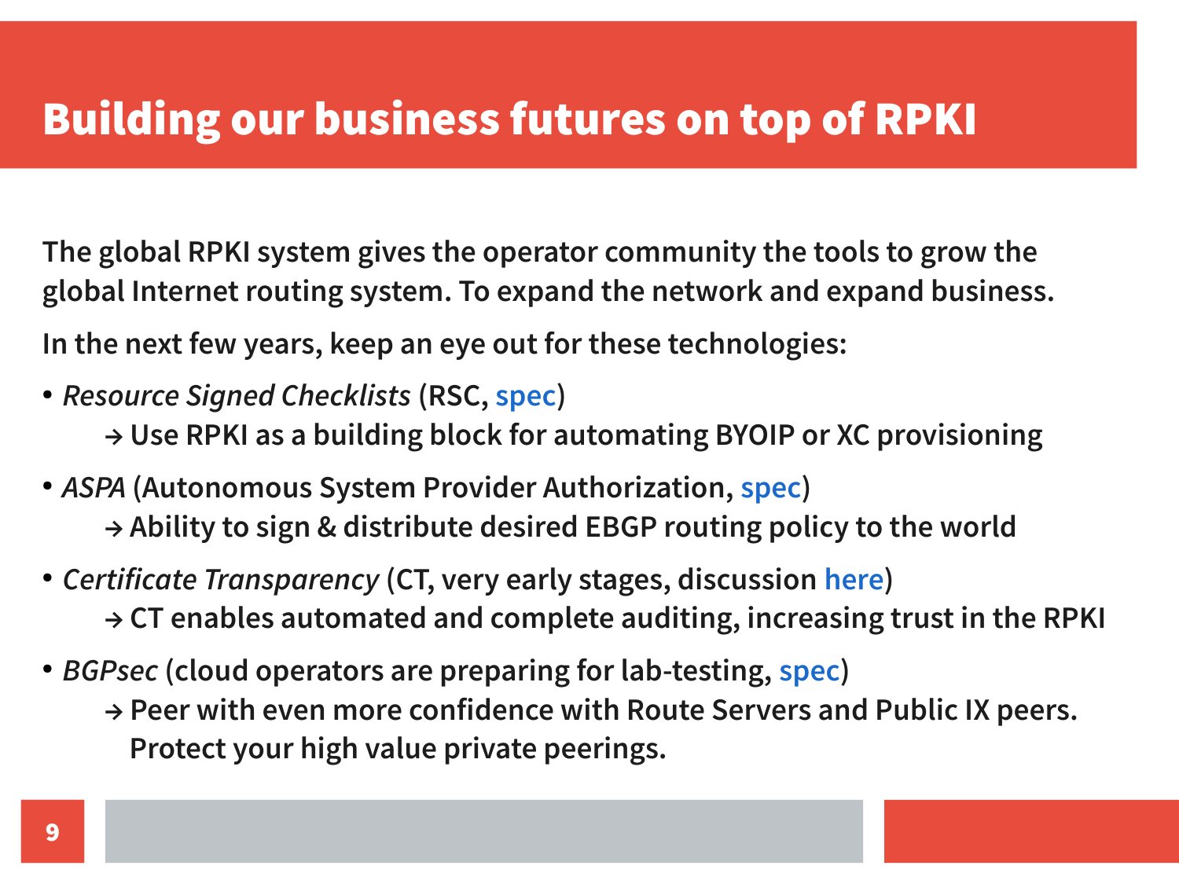# Building our business futures on top of RPKI

The global RPKI system gives the operator community the tools to grow the global Internet routing system. To expand the network and expand business.

In the next few years, keep an eye out for these technologies:

- *Resource Signed Checklists* (RSC, spec)
  → Use RPKI as a building block for automating BYOIP or XC provisioning
- *ASPA* (Autonomous System Provider Authorization, spec)
  → Ability to sign & distribute desired EBGP routing policy to the world
- *Certificate Transparency* (CT, very early stages, discussion here)
  → CT enables automated and complete auditing, increasing trust in the RPKI
- *BGPsec* (cloud operators are preparing for lab-testing, spec)
  → Peer with even more confidence with Route Servers and Public IX peers. Protect your high value private peerings.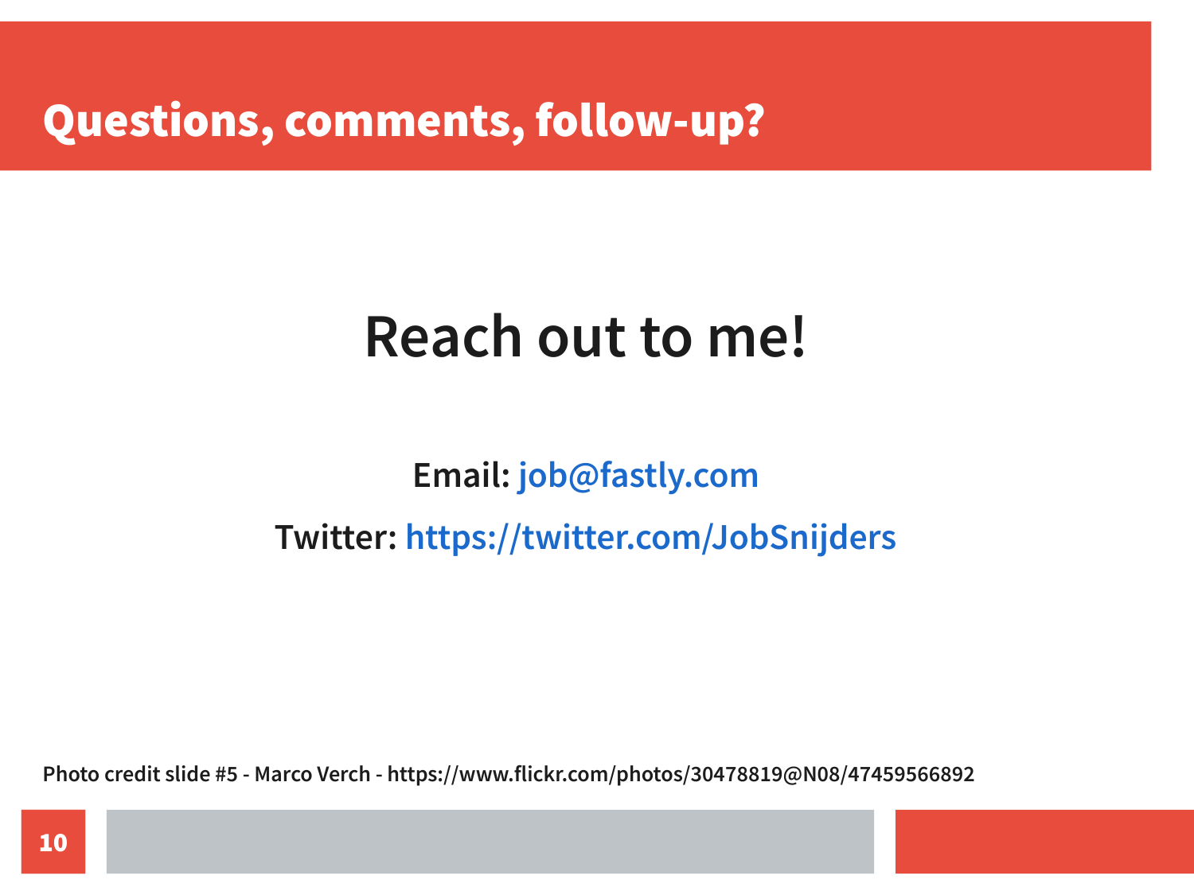# Questions, comments, follow-up?

## Reach out to me!

**Email:** job@fastly.com

**Twitter:** https://twitter.com/JobSnijders

Photo credit slide #5 - Marco Verch - https://www.flickr.com/photos/30478819@N08/47459566892